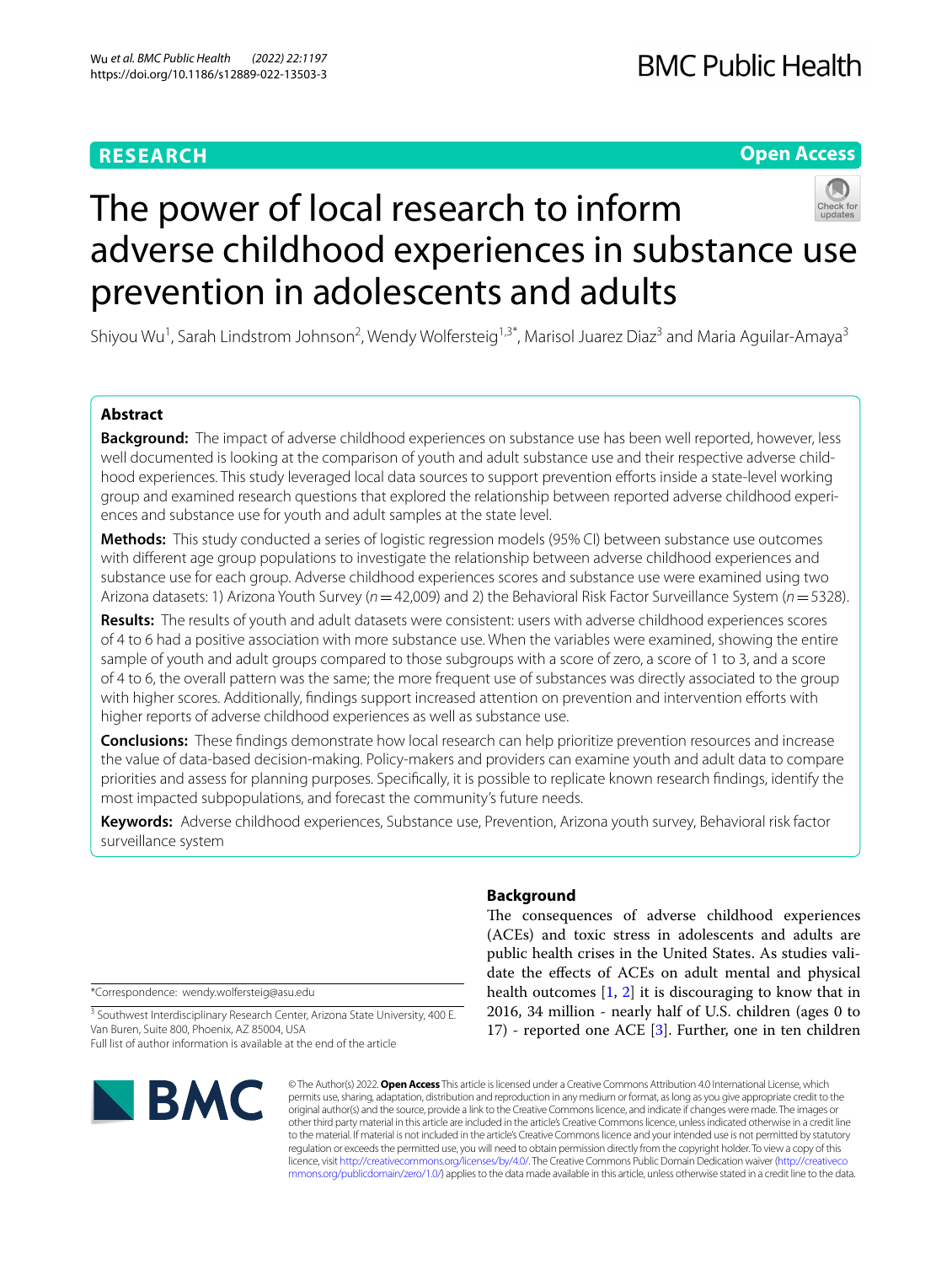**RESEARCH** **Open Access**

# The power of local research to inform adverse childhood experiences in substance use prevention in adolescents and adults

Shiyou Wu[1], Sarah Lindstrom Johnson[2], Wendy Wolfersteig[1,3*], Marisol Juarez Diaz[3] and Maria Aguilar-Amaya[3]

## Abstract

**Background:** The impact of adverse childhood experiences on substance use has been well reported, however, less well documented is looking at the comparison of youth and adult substance use and their respective adverse childhood experiences. This study leveraged local data sources to support prevention efforts inside a state-level working group and examined research questions that explored the relationship between reported adverse childhood experiences and substance use for youth and adult samples at the state level.

**Methods:** This study conducted a series of logistic regression models (95% CI) between substance use outcomes with different age group populations to investigate the relationship between adverse childhood experiences and substance use for each group. Adverse childhood experiences scores and substance use were examined using two Arizona datasets: 1) Arizona Youth Survey ($n = 42{,}009$) and 2) the Behavioral Risk Factor Surveillance System ($n = 5328$).

**Results:** The results of youth and adult datasets were consistent: users with adverse childhood experiences scores of 4 to 6 had a positive association with more substance use. When the variables were examined, showing the entire sample of youth and adult groups compared to those subgroups with a score of zero, a score of 1 to 3, and a score of 4 to 6, the overall pattern was the same; the more frequent use of substances was directly associated to the group with higher scores. Additionally, findings support increased attention on prevention and intervention efforts with higher reports of adverse childhood experiences as well as substance use.

**Conclusions:** These findings demonstrate how local research can help prioritize prevention resources and increase the value of data-based decision-making. Policy-makers and providers can examine youth and adult data to compare priorities and assess for planning purposes. Specifically, it is possible to replicate known research findings, identify the most impacted subpopulations, and forecast the community's future needs.

**Keywords:** Adverse childhood experiences, Substance use, Prevention, Arizona youth survey, Behavioral risk factor surveillance system

## Background

The consequences of adverse childhood experiences (ACEs) and toxic stress in adolescents and adults are public health crises in the United States. As studies validate the effects of ACEs on adult mental and physical health outcomes [1, 2] it is discouraging to know that in 2016, 34 million - nearly half of U.S. children (ages 0 to 17) - reported one ACE [3]. Further, one in ten children

*Correspondence: wendy.wolfersteig@asu.edu

[3] Southwest Interdisciplinary Research Center, Arizona State University, 400 E. Van Buren, Suite 800, Phoenix, AZ 85004, USA

Full list of author information is available at the end of the article

© The Author(s) 2022. **Open Access** This article is licensed under a Creative Commons Attribution 4.0 International License, which permits use, sharing, adaptation, distribution and reproduction in any medium or format, as long as you give appropriate credit to the original author(s) and the source, provide a link to the Creative Commons licence, and indicate if changes were made. The images or other third party material in this article are included in the article's Creative Commons licence, unless indicated otherwise in a credit line to the material. If material is not included in the article's Creative Commons licence and your intended use is not permitted by statutory regulation or exceeds the permitted use, you will need to obtain permission directly from the copyright holder. To view a copy of this licence, visit http://creativecommons.org/licenses/by/4.0/. The Creative Commons Public Domain Dedication waiver (http://creativecommons.org/publicdomain/zero/1.0/) applies to the data made available in this article, unless otherwise stated in a credit line to the data.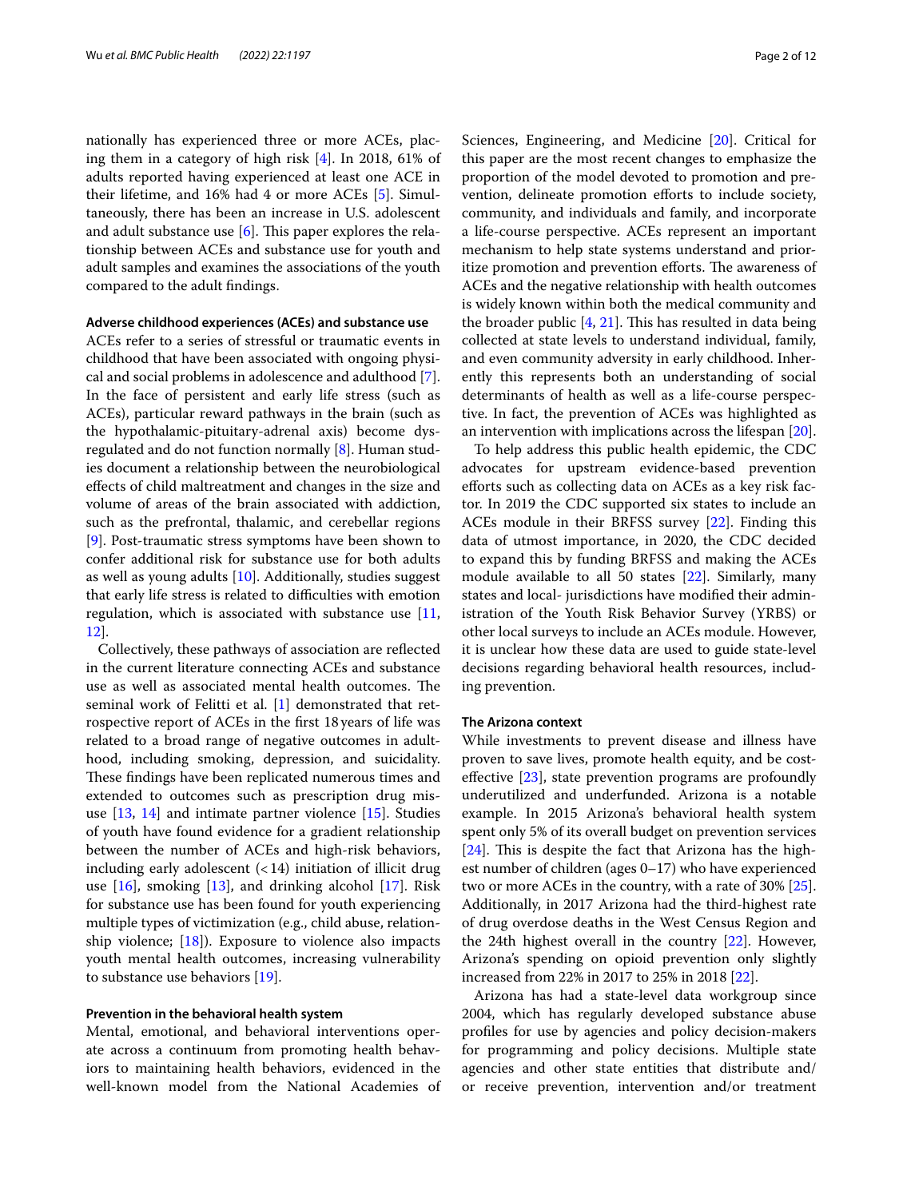nationally has experienced three or more ACEs, placing them in a category of high risk [4]. In 2018, 61% of adults reported having experienced at least one ACE in their lifetime, and 16% had 4 or more ACEs [5]. Simultaneously, there has been an increase in U.S. adolescent and adult substance use [6]. This paper explores the relationship between ACEs and substance use for youth and adult samples and examines the associations of the youth compared to the adult findings.

### Adverse childhood experiences (ACEs) and substance use

ACEs refer to a series of stressful or traumatic events in childhood that have been associated with ongoing physical and social problems in adolescence and adulthood [7]. In the face of persistent and early life stress (such as ACEs), particular reward pathways in the brain (such as the hypothalamic-pituitary-adrenal axis) become dysregulated and do not function normally [8]. Human studies document a relationship between the neurobiological effects of child maltreatment and changes in the size and volume of areas of the brain associated with addiction, such as the prefrontal, thalamic, and cerebellar regions [9]. Post-traumatic stress symptoms have been shown to confer additional risk for substance use for both adults as well as young adults [10]. Additionally, studies suggest that early life stress is related to difficulties with emotion regulation, which is associated with substance use [11, 12].

Collectively, these pathways of association are reflected in the current literature connecting ACEs and substance use as well as associated mental health outcomes. The seminal work of Felitti et al. [1] demonstrated that retrospective report of ACEs in the first 18 years of life was related to a broad range of negative outcomes in adulthood, including smoking, depression, and suicidality. These findings have been replicated numerous times and extended to outcomes such as prescription drug misuse [13, 14] and intimate partner violence [15]. Studies of youth have found evidence for a gradient relationship between the number of ACEs and high-risk behaviors, including early adolescent (< 14) initiation of illicit drug use [16], smoking [13], and drinking alcohol [17]. Risk for substance use has been found for youth experiencing multiple types of victimization (e.g., child abuse, relationship violence; [18]). Exposure to violence also impacts youth mental health outcomes, increasing vulnerability to substance use behaviors [19].

### Prevention in the behavioral health system

Mental, emotional, and behavioral interventions operate across a continuum from promoting health behaviors to maintaining health behaviors, evidenced in the well-known model from the National Academies of Sciences, Engineering, and Medicine [20]. Critical for this paper are the most recent changes to emphasize the proportion of the model devoted to promotion and prevention, delineate promotion efforts to include society, community, and individuals and family, and incorporate a life-course perspective. ACEs represent an important mechanism to help state systems understand and prioritize promotion and prevention efforts. The awareness of ACEs and the negative relationship with health outcomes is widely known within both the medical community and the broader public [4, 21]. This has resulted in data being collected at state levels to understand individual, family, and even community adversity in early childhood. Inherently this represents both an understanding of social determinants of health as well as a life-course perspective. In fact, the prevention of ACEs was highlighted as an intervention with implications across the lifespan [20].

To help address this public health epidemic, the CDC advocates for upstream evidence-based prevention efforts such as collecting data on ACEs as a key risk factor. In 2019 the CDC supported six states to include an ACEs module in their BRFSS survey [22]. Finding this data of utmost importance, in 2020, the CDC decided to expand this by funding BRFSS and making the ACEs module available to all 50 states [22]. Similarly, many states and local- jurisdictions have modified their administration of the Youth Risk Behavior Survey (YRBS) or other local surveys to include an ACEs module. However, it is unclear how these data are used to guide state-level decisions regarding behavioral health resources, including prevention.

### The Arizona context

While investments to prevent disease and illness have proven to save lives, promote health equity, and be cost-effective [23], state prevention programs are profoundly underutilized and underfunded. Arizona is a notable example. In 2015 Arizona's behavioral health system spent only 5% of its overall budget on prevention services [24]. This is despite the fact that Arizona has the highest number of children (ages 0–17) who have experienced two or more ACEs in the country, with a rate of 30% [25]. Additionally, in 2017 Arizona had the third-highest rate of drug overdose deaths in the West Census Region and the 24th highest overall in the country [22]. However, Arizona's spending on opioid prevention only slightly increased from 22% in 2017 to 25% in 2018 [22].

Arizona has had a state-level data workgroup since 2004, which has regularly developed substance abuse profiles for use by agencies and policy decision-makers for programming and policy decisions. Multiple state agencies and other state entities that distribute and/or receive prevention, intervention and/or treatment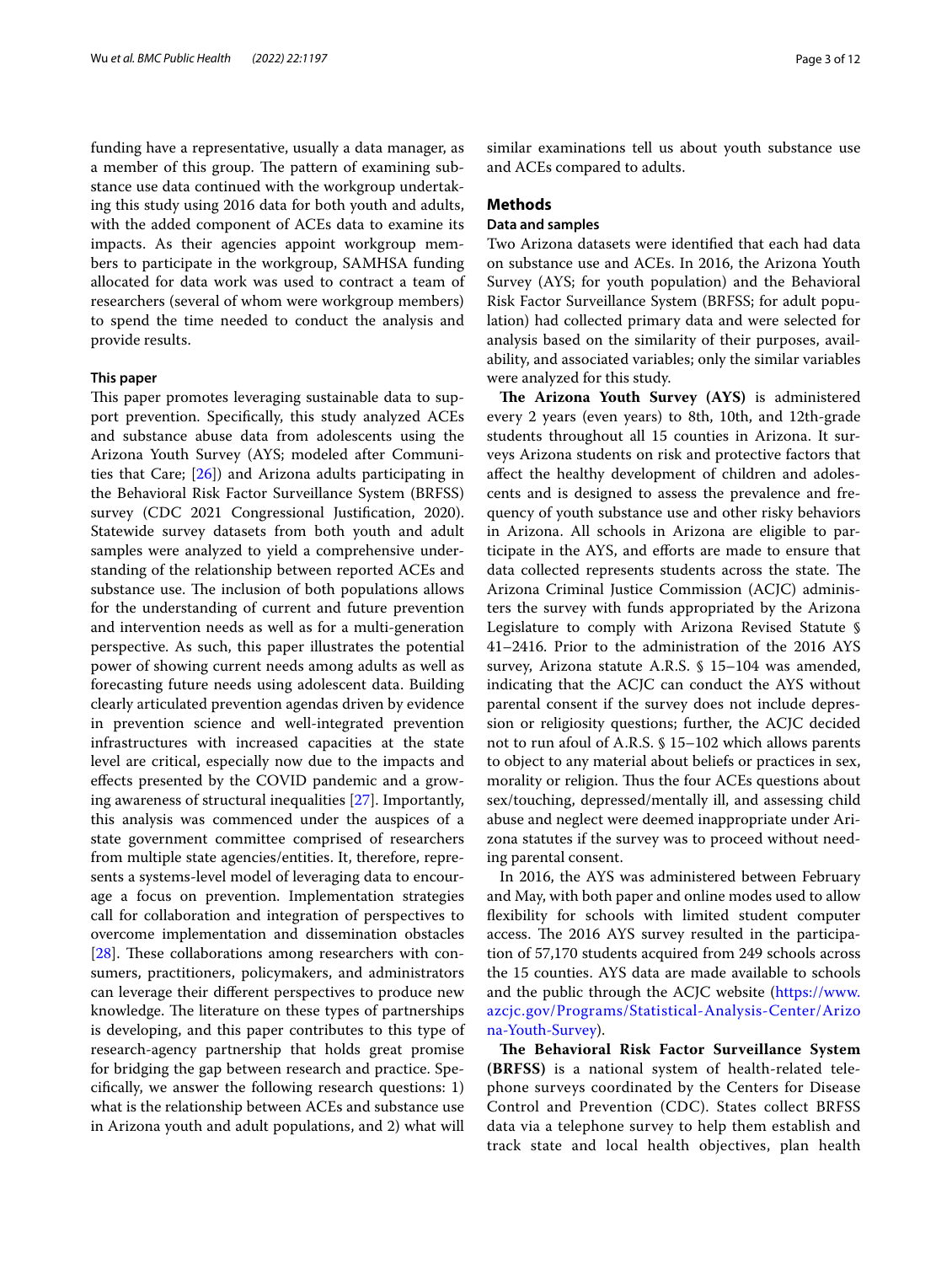funding have a representative, usually a data manager, as a member of this group. The pattern of examining substance use data continued with the workgroup undertaking this study using 2016 data for both youth and adults, with the added component of ACEs data to examine its impacts. As their agencies appoint workgroup members to participate in the workgroup, SAMHSA funding allocated for data work was used to contract a team of researchers (several of whom were workgroup members) to spend the time needed to conduct the analysis and provide results.

#### This paper

This paper promotes leveraging sustainable data to support prevention. Specifically, this study analyzed ACEs and substance abuse data from adolescents using the Arizona Youth Survey (AYS; modeled after Communities that Care; [26]) and Arizona adults participating in the Behavioral Risk Factor Surveillance System (BRFSS) survey (CDC 2021 Congressional Justification, 2020). Statewide survey datasets from both youth and adult samples were analyzed to yield a comprehensive understanding of the relationship between reported ACEs and substance use. The inclusion of both populations allows for the understanding of current and future prevention and intervention needs as well as for a multi-generation perspective. As such, this paper illustrates the potential power of showing current needs among adults as well as forecasting future needs using adolescent data. Building clearly articulated prevention agendas driven by evidence in prevention science and well-integrated prevention infrastructures with increased capacities at the state level are critical, especially now due to the impacts and effects presented by the COVID pandemic and a growing awareness of structural inequalities [27]. Importantly, this analysis was commenced under the auspices of a state government committee comprised of researchers from multiple state agencies/entities. It, therefore, represents a systems-level model of leveraging data to encourage a focus on prevention. Implementation strategies call for collaboration and integration of perspectives to overcome implementation and dissemination obstacles [28]. These collaborations among researchers with consumers, practitioners, policymakers, and administrators can leverage their different perspectives to produce new knowledge. The literature on these types of partnerships is developing, and this paper contributes to this type of research-agency partnership that holds great promise for bridging the gap between research and practice. Specifically, we answer the following research questions: 1) what is the relationship between ACEs and substance use in Arizona youth and adult populations, and 2) what will similar examinations tell us about youth substance use and ACEs compared to adults.

## Methods

### Data and samples

Two Arizona datasets were identified that each had data on substance use and ACEs. In 2016, the Arizona Youth Survey (AYS; for youth population) and the Behavioral Risk Factor Surveillance System (BRFSS; for adult population) had collected primary data and were selected for analysis based on the similarity of their purposes, availability, and associated variables; only the similar variables were analyzed for this study.

**The Arizona Youth Survey (AYS)** is administered every 2 years (even years) to 8th, 10th, and 12th-grade students throughout all 15 counties in Arizona. It surveys Arizona students on risk and protective factors that affect the healthy development of children and adolescents and is designed to assess the prevalence and frequency of youth substance use and other risky behaviors in Arizona. All schools in Arizona are eligible to participate in the AYS, and efforts are made to ensure that data collected represents students across the state. The Arizona Criminal Justice Commission (ACJC) administers the survey with funds appropriated by the Arizona Legislature to comply with Arizona Revised Statute § 41–2416. Prior to the administration of the 2016 AYS survey, Arizona statute A.R.S. § 15–104 was amended, indicating that the ACJC can conduct the AYS without parental consent if the survey does not include depression or religiosity questions; further, the ACJC decided not to run afoul of A.R.S. § 15–102 which allows parents to object to any material about beliefs or practices in sex, morality or religion. Thus the four ACEs questions about sex/touching, depressed/mentally ill, and assessing child abuse and neglect were deemed inappropriate under Arizona statutes if the survey was to proceed without needing parental consent.

In 2016, the AYS was administered between February and May, with both paper and online modes used to allow flexibility for schools with limited student computer access. The 2016 AYS survey resulted in the participation of 57,170 students acquired from 249 schools across the 15 counties. AYS data are made available to schools and the public through the ACJC website (https://www.azcjc.gov/Programs/Statistical-Analysis-Center/Arizona-Youth-Survey).

**The Behavioral Risk Factor Surveillance System (BRFSS)** is a national system of health-related telephone surveys coordinated by the Centers for Disease Control and Prevention (CDC). States collect BRFSS data via a telephone survey to help them establish and track state and local health objectives, plan health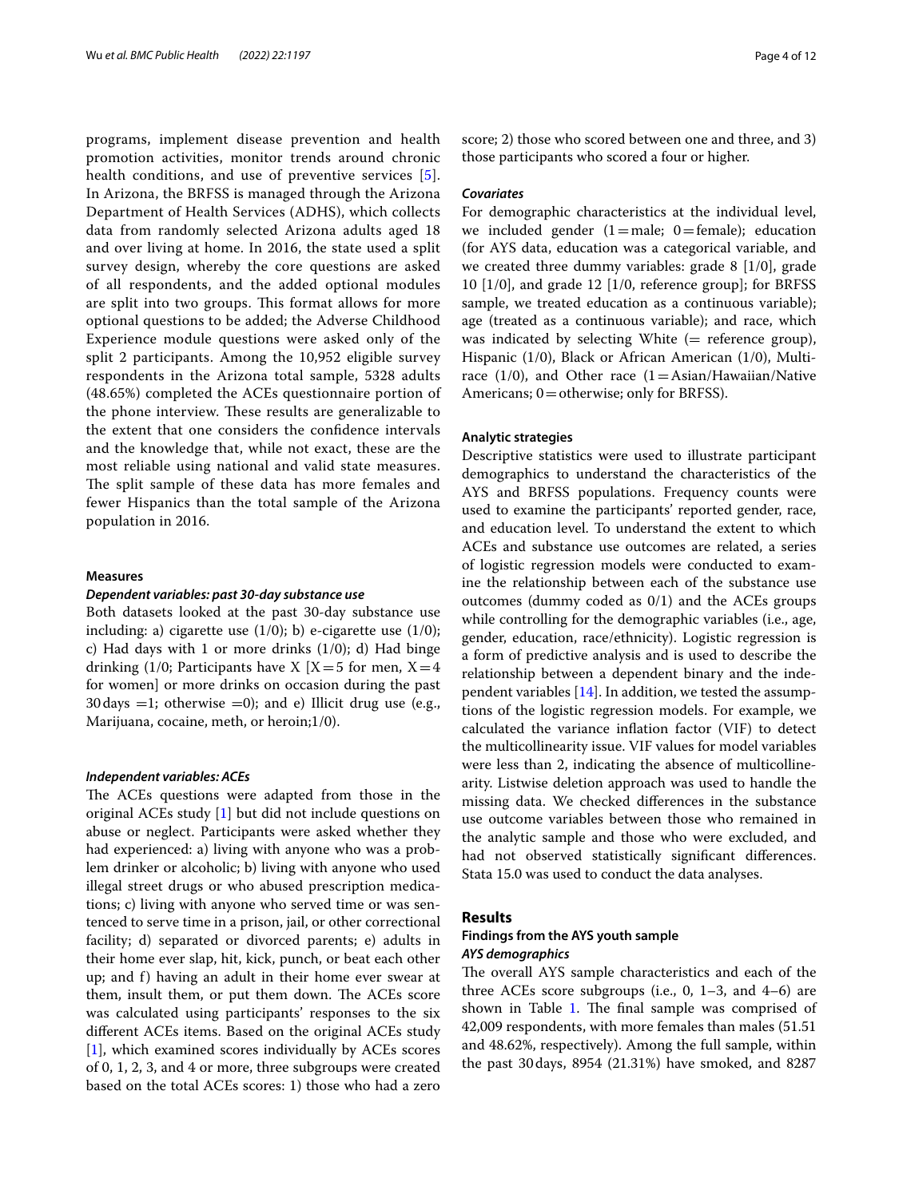programs, implement disease prevention and health promotion activities, monitor trends around chronic health conditions, and use of preventive services [5]. In Arizona, the BRFSS is managed through the Arizona Department of Health Services (ADHS), which collects data from randomly selected Arizona adults aged 18 and over living at home. In 2016, the state used a split survey design, whereby the core questions are asked of all respondents, and the added optional modules are split into two groups. This format allows for more optional questions to be added; the Adverse Childhood Experience module questions were asked only of the split 2 participants. Among the 10,952 eligible survey respondents in the Arizona total sample, 5328 adults (48.65%) completed the ACEs questionnaire portion of the phone interview. These results are generalizable to the extent that one considers the confidence intervals and the knowledge that, while not exact, these are the most reliable using national and valid state measures. The split sample of these data has more females and fewer Hispanics than the total sample of the Arizona population in 2016.

#### Measures

##### *Dependent variables: past 30-day substance use*

Both datasets looked at the past 30-day substance use including: a) cigarette use (1/0); b) e-cigarette use (1/0); c) Had days with 1 or more drinks (1/0); d) Had binge drinking (1/0; Participants have X [X = 5 for men, X = 4 for women] or more drinks on occasion during the past 30 days = 1; otherwise = 0); and e) Illicit drug use (e.g., Marijuana, cocaine, meth, or heroin;1/0).

##### *Independent variables: ACEs*

The ACEs questions were adapted from those in the original ACEs study [1] but did not include questions on abuse or neglect. Participants were asked whether they had experienced: a) living with anyone who was a problem drinker or alcoholic; b) living with anyone who used illegal street drugs or who abused prescription medications; c) living with anyone who served time or was sentenced to serve time in a prison, jail, or other correctional facility; d) separated or divorced parents; e) adults in their home ever slap, hit, kick, punch, or beat each other up; and f) having an adult in their home ever swear at them, insult them, or put them down. The ACEs score was calculated using participants' responses to the six different ACEs items. Based on the original ACEs study [1], which examined scores individually by ACEs scores of 0, 1, 2, 3, and 4 or more, three subgroups were created based on the total ACEs scores: 1) those who had a zero score; 2) those who scored between one and three, and 3) those participants who scored a four or higher.

##### *Covariates*

For demographic characteristics at the individual level, we included gender (1 = male; 0 = female); education (for AYS data, education was a categorical variable, and we created three dummy variables: grade 8 [1/0], grade 10 [1/0], and grade 12 [1/0, reference group]; for BRFSS sample, we treated education as a continuous variable); age (treated as a continuous variable); and race, which was indicated by selecting White (= reference group), Hispanic (1/0), Black or African American (1/0), Multi-race (1/0), and Other race (1 = Asian/Hawaiian/Native Americans; 0 = otherwise; only for BRFSS).

#### Analytic strategies

Descriptive statistics were used to illustrate participant demographics to understand the characteristics of the AYS and BRFSS populations. Frequency counts were used to examine the participants' reported gender, race, and education level. To understand the extent to which ACEs and substance use outcomes are related, a series of logistic regression models were conducted to examine the relationship between each of the substance use outcomes (dummy coded as 0/1) and the ACEs groups while controlling for the demographic variables (i.e., age, gender, education, race/ethnicity). Logistic regression is a form of predictive analysis and is used to describe the relationship between a dependent binary and the independent variables [14]. In addition, we tested the assumptions of the logistic regression models. For example, we calculated the variance inflation factor (VIF) to detect the multicollinearity issue. VIF values for model variables were less than 2, indicating the absence of multicollinearity. Listwise deletion approach was used to handle the missing data. We checked differences in the substance use outcome variables between those who remained in the analytic sample and those who were excluded, and had not observed statistically significant differences. Stata 15.0 was used to conduct the data analyses.

## Results

### Findings from the AYS youth sample

#### *AYS demographics*

The overall AYS sample characteristics and each of the three ACEs score subgroups (i.e., 0, 1–3, and 4–6) are shown in Table 1. The final sample was comprised of 42,009 respondents, with more females than males (51.51 and 48.62%, respectively). Among the full sample, within the past 30 days, 8954 (21.31%) have smoked, and 8287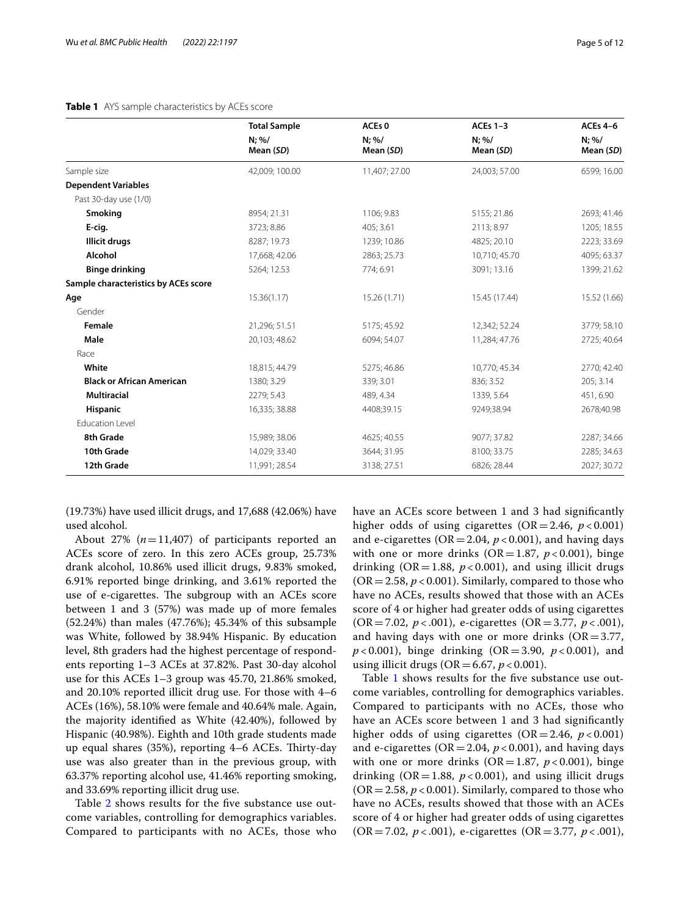**Table 1** AYS sample characteristics by ACEs score

| | Total Sample | ACEs 0 | ACEs 1–3 | ACEs 4–6 |
|---|---|---|---|---|
| | N; %/ Mean (*SD*) | N; %/ Mean (*SD*) | N; %/ Mean (*SD*) | N; %/ Mean (*SD*) |
| Sample size | 42,009; 100.00 | 11,407; 27.00 | 24,003; 57.00 | 6599; 16.00 |
| **Dependent Variables** | | | | |
| Past 30-day use (1/0) | | | | |
| **Smoking** | 8954; 21.31 | 1106; 9.83 | 5155; 21.86 | 2693; 41.46 |
| **E-cig.** | 3723; 8.86 | 405; 3.61 | 2113; 8.97 | 1205; 18.55 |
| **Illicit drugs** | 8287; 19.73 | 1239; 10.86 | 4825; 20.10 | 2223; 33.69 |
| **Alcohol** | 17,668; 42.06 | 2863; 25.73 | 10,710; 45.70 | 4095; 63.37 |
| **Binge drinking** | 5264; 12.53 | 774; 6.91 | 3091; 13.16 | 1399; 21.62 |
| **Sample characteristics by ACEs score** | | | | |
| **Age** | 15.36(1.17) | 15.26 (1.71) | 15.45 (17.44) | 15.52 (1.66) |
| Gender | | | | |
| **Female** | 21,296; 51.51 | 5175; 45.92 | 12,342; 52.24 | 3779; 58.10 |
| **Male** | 20,103; 48.62 | 6094; 54.07 | 11,284; 47.76 | 2725; 40.64 |
| Race | | | | |
| **White** | 18,815; 44.79 | 5275; 46.86 | 10,770; 45.34 | 2770; 42.40 |
| **Black or African American** | 1380; 3.29 | 339; 3.01 | 836; 3.52 | 205; 3.14 |
| **Multiracial** | 2279; 5.43 | 489, 4.34 | 1339, 5.64 | 451, 6.90 |
| **Hispanic** | 16,335; 38.88 | 4408;39.15 | 9249;38.94 | 2678;40.98 |
| Education Level | | | | |
| **8th Grade** | 15,989; 38.06 | 4625; 40.55 | 9077; 37.82 | 2287; 34.66 |
| **10th Grade** | 14,029; 33.40 | 3644; 31.95 | 8100; 33.75 | 2285; 34.63 |
| **12th Grade** | 11,991; 28.54 | 3138; 27.51 | 6826; 28.44 | 2027; 30.72 |

(19.73%) have used illicit drugs, and 17,688 (42.06%) have used alcohol.

About 27% ($n = 11{,}407$) of participants reported an ACEs score of zero. In this zero ACEs group, 25.73% drank alcohol, 10.86% used illicit drugs, 9.83% smoked, 6.91% reported binge drinking, and 3.61% reported the use of e-cigarettes. The subgroup with an ACEs score between 1 and 3 (57%) was made up of more females (52.24%) than males (47.76%); 45.34% of this subsample was White, followed by 38.94% Hispanic. By education level, 8th graders had the highest percentage of respondents reporting 1–3 ACEs at 37.82%. Past 30-day alcohol use for this ACEs 1–3 group was 45.70, 21.86% smoked, and 20.10% reported illicit drug use. For those with 4–6 ACEs (16%), 58.10% were female and 40.64% male. Again, the majority identified as White (42.40%), followed by Hispanic (40.98%). Eighth and 10th grade students made up equal shares (35%), reporting 4–6 ACEs. Thirty-day use was also greater than in the previous group, with 63.37% reporting alcohol use, 41.46% reporting smoking, and 33.69% reporting illicit drug use.

Table 2 shows results for the five substance use outcome variables, controlling for demographics variables. Compared to participants with no ACEs, those who have an ACEs score between 1 and 3 had significantly higher odds of using cigarettes (OR = 2.46, $p < 0.001$) and e-cigarettes (OR = 2.04, $p < 0.001$), and having days with one or more drinks (OR = 1.87, $p < 0.001$), binge drinking (OR = 1.88, $p < 0.001$), and using illicit drugs (OR = 2.58, $p < 0.001$). Similarly, compared to those who have no ACEs, results showed that those with an ACEs score of 4 or higher had greater odds of using cigarettes (OR = 7.02, $p < .001$), e-cigarettes (OR = 3.77, $p < .001$), and having days with one or more drinks (OR = 3.77, $p < 0.001$), binge drinking (OR = 3.90, $p < 0.001$), and using illicit drugs (OR = 6.67, $p < 0.001$).

Table 1 shows results for the five substance use outcome variables, controlling for demographics variables. Compared to participants with no ACEs, those who have an ACEs score between 1 and 3 had significantly higher odds of using cigarettes (OR = 2.46, $p < 0.001$) and e-cigarettes (OR = 2.04, $p < 0.001$), and having days with one or more drinks (OR = 1.87, $p < 0.001$), binge drinking (OR = 1.88, $p < 0.001$), and using illicit drugs (OR = 2.58, $p < 0.001$). Similarly, compared to those who have no ACEs, results showed that those with an ACEs score of 4 or higher had greater odds of using cigarettes (OR = 7.02, $p < .001$), e-cigarettes (OR = 3.77, $p < .001$),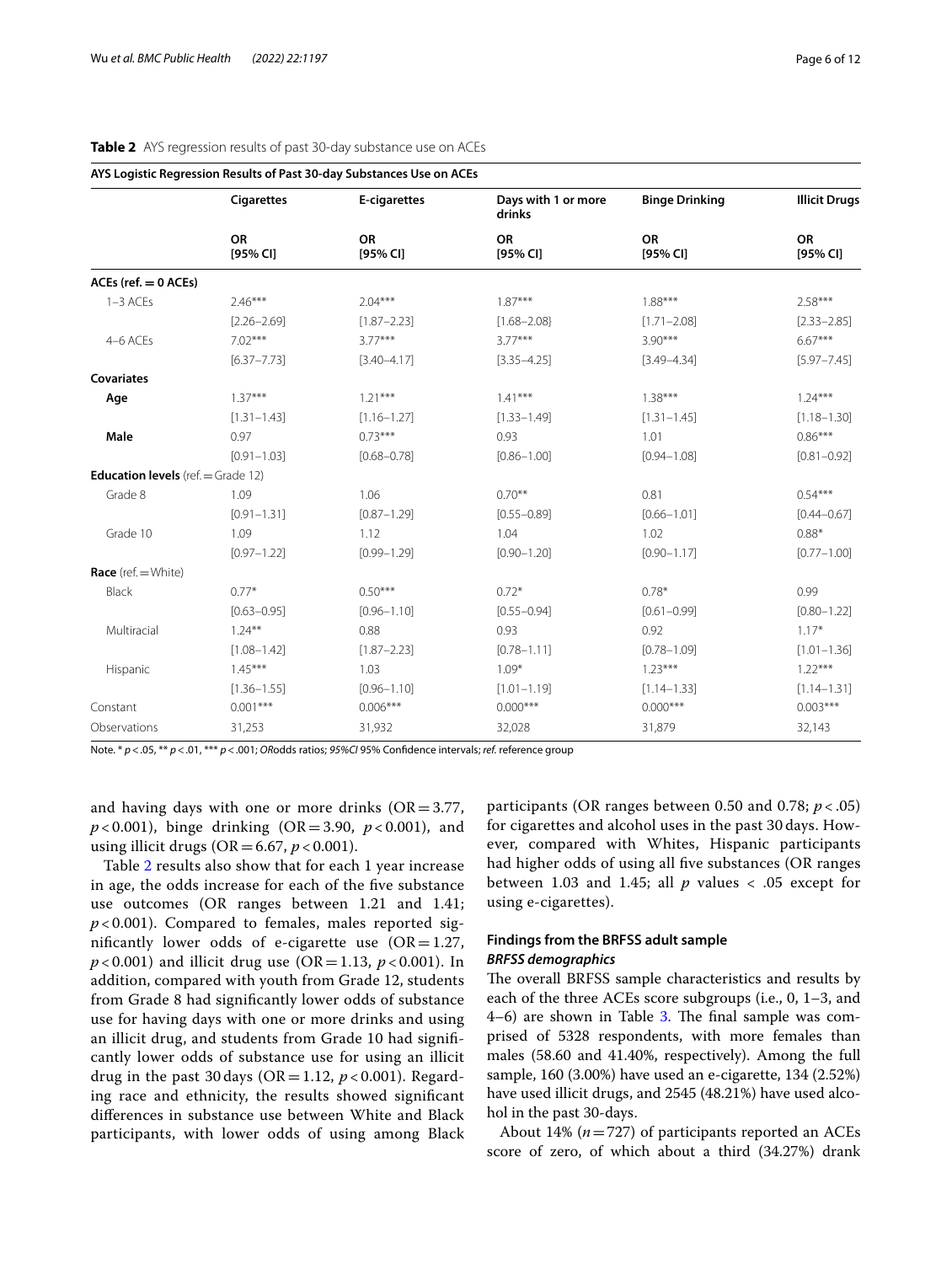**Table 2** AYS regression results of past 30-day substance use on ACEs

| AYS Logistic Regression Results of Past 30-day Substances Use on ACEs | | | | | |
|---|---|---|---|---|---|
| | **Cigarettes** | **E-cigarettes** | **Days with 1 or more drinks** | **Binge Drinking** | **Illicit Drugs** |
| | **OR [95% CI]** | **OR [95% CI]** | **OR [95% CI]** | **OR [95% CI]** | **OR [95% CI]** |
| **ACEs (ref. = 0 ACEs)** | | | | | |
| 1–3 ACEs | 2.46*** | 2.04*** | 1.87*** | 1.88*** | 2.58*** |
| | [2.26–2.69] | [1.87–2.23] | [1.68–2.08] | [1.71–2.08] | [2.33–2.85] |
| 4–6 ACEs | 7.02*** | 3.77*** | 3.77*** | 3.90*** | 6.67*** |
| | [6.37–7.73] | [3.40–4.17] | [3.35–4.25] | [3.49–4.34] | [5.97–7.45] |
| **Covariates** | | | | | |
| **Age** | 1.37*** | 1.21*** | 1.41*** | 1.38*** | 1.24*** |
| | [1.31–1.43] | [1.16–1.27] | [1.33–1.49] | [1.31–1.45] | [1.18–1.30] |
| **Male** | 0.97 | 0.73*** | 0.93 | 1.01 | 0.86*** |
| | [0.91–1.03] | [0.68–0.78] | [0.86–1.00] | [0.94–1.08] | [0.81–0.92] |
| **Education levels** (ref. = Grade 12) | | | | | |
| Grade 8 | 1.09 | 1.06 | 0.70** | 0.81 | 0.54*** |
| | [0.91–1.31] | [0.87–1.29] | [0.55–0.89] | [0.66–1.01] | [0.44–0.67] |
| Grade 10 | 1.09 | 1.12 | 1.04 | 1.02 | 0.88* |
| | [0.97–1.22] | [0.99–1.29] | [0.90–1.20] | [0.90–1.17] | [0.77–1.00] |
| **Race** (ref. = White) | | | | | |
| Black | 0.77* | 0.50*** | 0.72* | 0.78* | 0.99 |
| | [0.63–0.95] | [0.96–1.10] | [0.55–0.94] | [0.61–0.99] | [0.80–1.22] |
| Multiracial | 1.24** | 0.88 | 0.93 | 0.92 | 1.17* |
| | [1.08–1.42] | [1.87–2.23] | [0.78–1.11] | [0.78–1.09] | [1.01–1.36] |
| Hispanic | 1.45*** | 1.03 | 1.09* | 1.23*** | 1.22*** |
| | [1.36–1.55] | [0.96–1.10] | [1.01–1.19] | [1.14–1.33] | [1.14–1.31] |
| Constant | 0.001*** | 0.006*** | 0.000*** | 0.000*** | 0.003*** |
| Observations | 31,253 | 31,932 | 32,028 | 31,879 | 32,143 |

Note. * $p < .05$, ** $p < .01$, *** $p < .001$; *OR* odds ratios; *95%CI* 95% Confidence intervals; *ref.* reference group

and having days with one or more drinks (OR = 3.77, $p < 0.001$), binge drinking (OR = 3.90, $p < 0.001$), and using illicit drugs (OR = 6.67, $p < 0.001$).

Table 2 results also show that for each 1 year increase in age, the odds increase for each of the five substance use outcomes (OR ranges between 1.21 and 1.41; $p < 0.001$). Compared to females, males reported significantly lower odds of e-cigarette use (OR = 1.27, $p < 0.001$) and illicit drug use (OR = 1.13, $p < 0.001$). In addition, compared with youth from Grade 12, students from Grade 8 had significantly lower odds of substance use for having days with one or more drinks and using an illicit drug, and students from Grade 10 had significantly lower odds of substance use for using an illicit drug in the past 30 days (OR = 1.12, $p < 0.001$). Regarding race and ethnicity, the results showed significant differences in substance use between White and Black participants, with lower odds of using among Black participants (OR ranges between 0.50 and 0.78; $p < .05$) for cigarettes and alcohol uses in the past 30 days. However, compared with Whites, Hispanic participants had higher odds of using all five substances (OR ranges between 1.03 and 1.45; all $p$ values < .05 except for using e-cigarettes).

### Findings from the BRFSS adult sample

#### *BRFSS demographics*

The overall BRFSS sample characteristics and results by each of the three ACEs score subgroups (i.e., 0, 1–3, and 4–6) are shown in Table 3. The final sample was comprised of 5328 respondents, with more females than males (58.60 and 41.40%, respectively). Among the full sample, 160 (3.00%) have used an e-cigarette, 134 (2.52%) have used illicit drugs, and 2545 (48.21%) have used alcohol in the past 30-days.

About 14% ($n = 727$) of participants reported an ACEs score of zero, of which about a third (34.27%) drank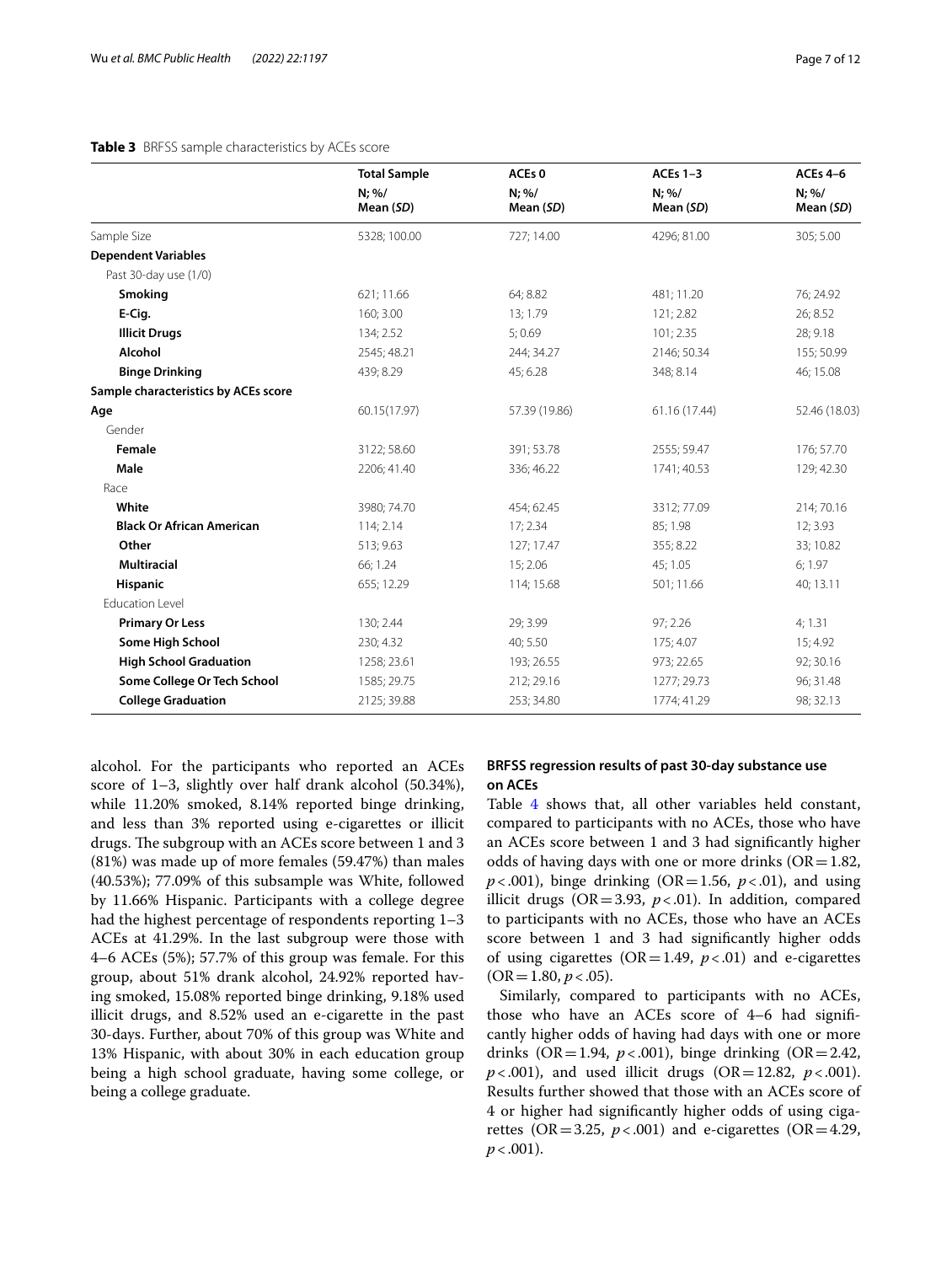**Table 3** BRFSS sample characteristics by ACEs score

| | Total Sample | ACEs 0 | ACEs 1–3 | ACEs 4–6 |
|---|---|---|---|---|
| | N; %/ Mean (*SD*) | N; %/ Mean (*SD*) | N; %/ Mean (*SD*) | N; %/ Mean (*SD*) |
| Sample Size | 5328; 100.00 | 727; 14.00 | 4296; 81.00 | 305; 5.00 |
| **Dependent Variables** | | | | |
| Past 30-day use (1/0) | | | | |
| **Smoking** | 621; 11.66 | 64; 8.82 | 481; 11.20 | 76; 24.92 |
| **E-Cig.** | 160; 3.00 | 13; 1.79 | 121; 2.82 | 26; 8.52 |
| **Illicit Drugs** | 134; 2.52 | 5; 0.69 | 101; 2.35 | 28; 9.18 |
| **Alcohol** | 2545; 48.21 | 244; 34.27 | 2146; 50.34 | 155; 50.99 |
| **Binge Drinking** | 439; 8.29 | 45; 6.28 | 348; 8.14 | 46; 15.08 |
| **Sample characteristics by ACEs score** | | | | |
| **Age** | 60.15(17.97) | 57.39 (19.86) | 61.16 (17.44) | 52.46 (18.03) |
| Gender | | | | |
| **Female** | 3122; 58.60 | 391; 53.78 | 2555; 59.47 | 176; 57.70 |
| **Male** | 2206; 41.40 | 336; 46.22 | 1741; 40.53 | 129; 42.30 |
| Race | | | | |
| **White** | 3980; 74.70 | 454; 62.45 | 3312; 77.09 | 214; 70.16 |
| **Black Or African American** | 114; 2.14 | 17; 2.34 | 85; 1.98 | 12; 3.93 |
| **Other** | 513; 9.63 | 127; 17.47 | 355; 8.22 | 33; 10.82 |
| **Multiracial** | 66; 1.24 | 15; 2.06 | 45; 1.05 | 6; 1.97 |
| **Hispanic** | 655; 12.29 | 114; 15.68 | 501; 11.66 | 40; 13.11 |
| Education Level | | | | |
| **Primary Or Less** | 130; 2.44 | 29; 3.99 | 97; 2.26 | 4; 1.31 |
| **Some High School** | 230; 4.32 | 40; 5.50 | 175; 4.07 | 15; 4.92 |
| **High School Graduation** | 1258; 23.61 | 193; 26.55 | 973; 22.65 | 92; 30.16 |
| **Some College Or Tech School** | 1585; 29.75 | 212; 29.16 | 1277; 29.73 | 96; 31.48 |
| **College Graduation** | 2125; 39.88 | 253; 34.80 | 1774; 41.29 | 98; 32.13 |

alcohol. For the participants who reported an ACEs score of 1–3, slightly over half drank alcohol (50.34%), while 11.20% smoked, 8.14% reported binge drinking, and less than 3% reported using e-cigarettes or illicit drugs. The subgroup with an ACEs score between 1 and 3 (81%) was made up of more females (59.47%) than males (40.53%); 77.09% of this subsample was White, followed by 11.66% Hispanic. Participants with a college degree had the highest percentage of respondents reporting 1–3 ACEs at 41.29%. In the last subgroup were those with 4–6 ACEs (5%); 57.7% of this group was female. For this group, about 51% drank alcohol, 24.92% reported having smoked, 15.08% reported binge drinking, 9.18% used illicit drugs, and 8.52% used an e-cigarette in the past 30-days. Further, about 70% of this group was White and 13% Hispanic, with about 30% in each education group being a high school graduate, having some college, or being a college graduate.

### BRFSS regression results of past 30-day substance use on ACEs

Table 4 shows that, all other variables held constant, compared to participants with no ACEs, those who have an ACEs score between 1 and 3 had significantly higher odds of having days with one or more drinks (OR = 1.82, $p < .001$), binge drinking (OR = 1.56, $p < .01$), and using illicit drugs (OR = 3.93, $p < .01$). In addition, compared to participants with no ACEs, those who have an ACEs score between 1 and 3 had significantly higher odds of using cigarettes (OR = 1.49, $p < .01$) and e-cigarettes (OR = 1.80, $p < .05$).

Similarly, compared to participants with no ACEs, those who have an ACEs score of 4–6 had significantly higher odds of having had days with one or more drinks (OR = 1.94, $p < .001$), binge drinking (OR = 2.42, $p < .001$), and used illicit drugs (OR = 12.82, $p < .001$). Results further showed that those with an ACEs score of 4 or higher had significantly higher odds of using cigarettes (OR = 3.25, $p < .001$) and e-cigarettes (OR = 4.29, $p < .001$).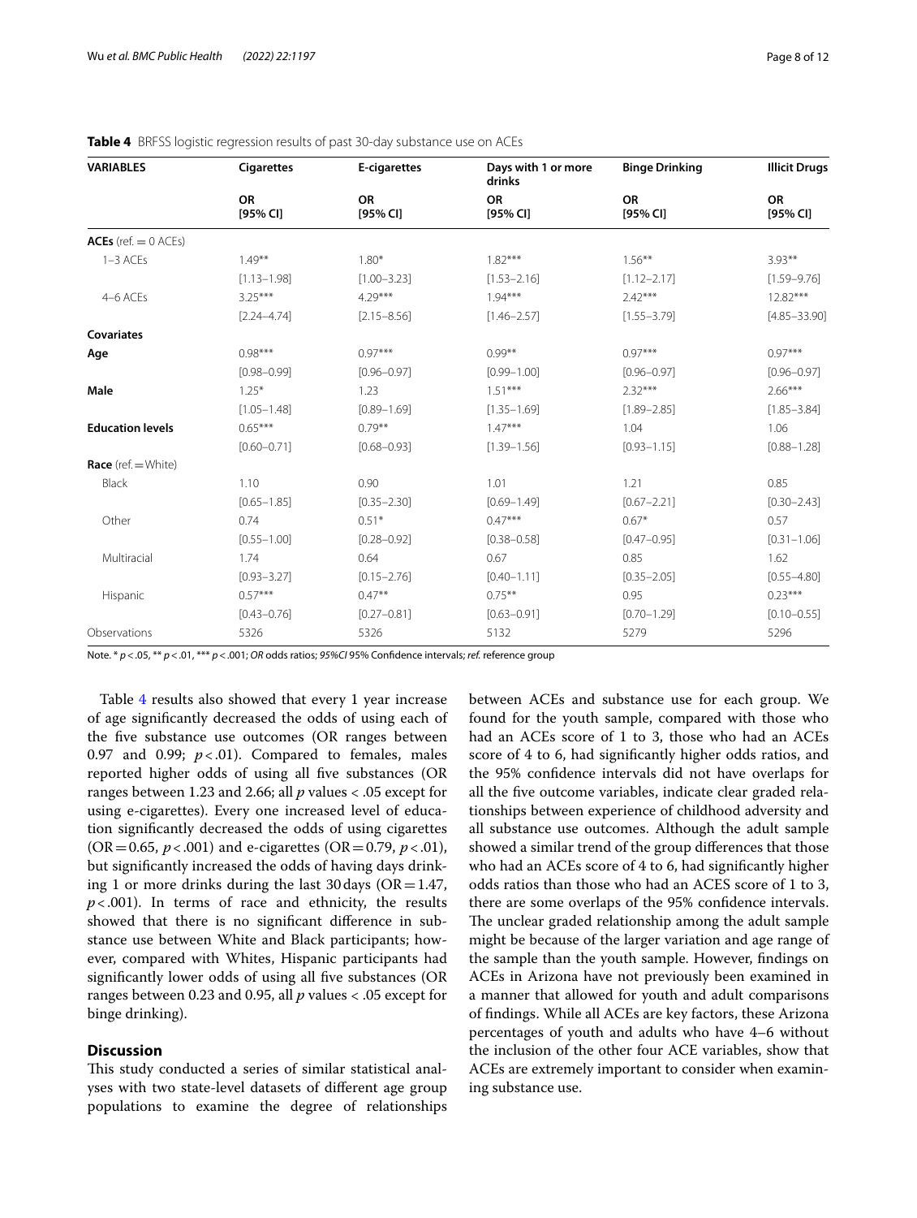**Table 4** BRFSS logistic regression results of past 30-day substance use on ACEs

| VARIABLES | Cigarettes | E-cigarettes | Days with 1 or more drinks | Binge Drinking | Illicit Drugs |
|---|---|---|---|---|---|
| | OR [95% CI] | OR [95% CI] | OR [95% CI] | OR [95% CI] | OR [95% CI] |
| **ACEs** (ref. = 0 ACEs) | | | | | |
| 1–3 ACEs | 1.49** | 1.80* | 1.82*** | 1.56** | 3.93** |
| | [1.13–1.98] | [1.00–3.23] | [1.53–2.16] | [1.12–2.17] | [1.59–9.76] |
| 4–6 ACEs | 3.25*** | 4.29*** | 1.94*** | 2.42*** | 12.82*** |
| | [2.24–4.74] | [2.15–8.56] | [1.46–2.57] | [1.55–3.79] | [4.85–33.90] |
| **Covariates** | | | | | |
| **Age** | 0.98*** | 0.97*** | 0.99** | 0.97*** | 0.97*** |
| | [0.98–0.99] | [0.96–0.97] | [0.99–1.00] | [0.96–0.97] | [0.96–0.97] |
| **Male** | 1.25* | 1.23 | 1.51*** | 2.32*** | 2.66*** |
| | [1.05–1.48] | [0.89–1.69] | [1.35–1.69] | [1.89–2.85] | [1.85–3.84] |
| **Education levels** | 0.65*** | 0.79** | 1.47*** | 1.04 | 1.06 |
| | [0.60–0.71] | [0.68–0.93] | [1.39–1.56] | [0.93–1.15] | [0.88–1.28] |
| **Race** (ref. = White) | | | | | |
| Black | 1.10 | 0.90 | 1.01 | 1.21 | 0.85 |
| | [0.65–1.85] | [0.35–2.30] | [0.69–1.49] | [0.67–2.21] | [0.30–2.43] |
| Other | 0.74 | 0.51* | 0.47*** | 0.67* | 0.57 |
| | [0.55–1.00] | [0.28–0.92] | [0.38–0.58] | [0.47–0.95] | [0.31–1.06] |
| Multiracial | 1.74 | 0.64 | 0.67 | 0.85 | 1.62 |
| | [0.93–3.27] | [0.15–2.76] | [0.40–1.11] | [0.35–2.05] | [0.55–4.80] |
| Hispanic | 0.57*** | 0.47** | 0.75** | 0.95 | 0.23*** |
| | [0.43–0.76] | [0.27–0.81] | [0.63–0.91] | [0.70–1.29] | [0.10–0.55] |
| Observations | 5326 | 5326 | 5132 | 5279 | 5296 |

Note. * $p < .05$, ** $p < .01$, *** $p < .001$; *OR* odds ratios; *95%CI* 95% Confidence intervals; *ref.* reference group

Table 4 results also showed that every 1 year increase of age significantly decreased the odds of using each of the five substance use outcomes (OR ranges between 0.97 and 0.99; $p < .01$). Compared to females, males reported higher odds of using all five substances (OR ranges between 1.23 and 2.66; all *p* values < .05 except for using e-cigarettes). Every one increased level of education significantly decreased the odds of using cigarettes (OR = 0.65, $p < .001$) and e-cigarettes (OR = 0.79, $p < .01$), but significantly increased the odds of having days drinking 1 or more drinks during the last 30 days (OR = 1.47, $p < .001$). In terms of race and ethnicity, the results showed that there is no significant difference in substance use between White and Black participants; however, compared with Whites, Hispanic participants had significantly lower odds of using all five substances (OR ranges between 0.23 and 0.95, all *p* values < .05 except for binge drinking).

## Discussion

This study conducted a series of similar statistical analyses with two state-level datasets of different age group populations to examine the degree of relationships between ACEs and substance use for each group. We found for the youth sample, compared with those who had an ACEs score of 1 to 3, those who had an ACEs score of 4 to 6, had significantly higher odds ratios, and the 95% confidence intervals did not have overlaps for all the five outcome variables, indicate clear graded relationships between experience of childhood adversity and all substance use outcomes. Although the adult sample showed a similar trend of the group differences that those who had an ACEs score of 4 to 6, had significantly higher odds ratios than those who had an ACES score of 1 to 3, there are some overlaps of the 95% confidence intervals. The unclear graded relationship among the adult sample might be because of the larger variation and age range of the sample than the youth sample. However, findings on ACEs in Arizona have not previously been examined in a manner that allowed for youth and adult comparisons of findings. While all ACEs are key factors, these Arizona percentages of youth and adults who have 4–6 without the inclusion of the other four ACE variables, show that ACEs are extremely important to consider when examining substance use.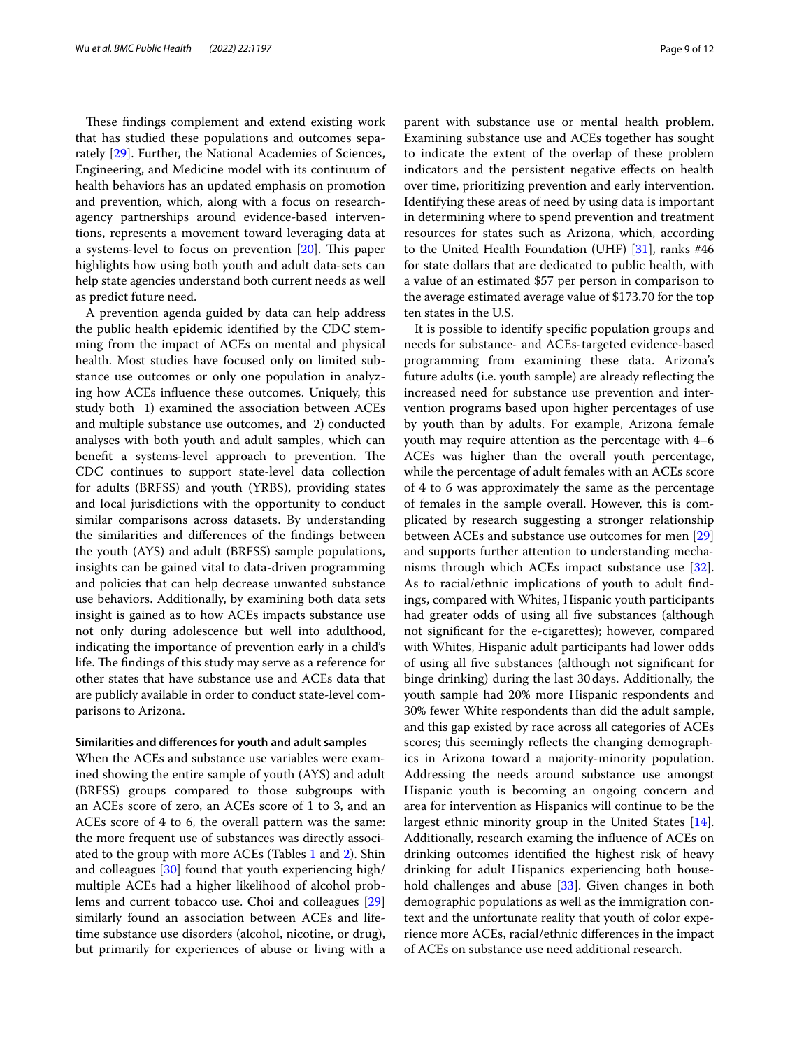These findings complement and extend existing work that has studied these populations and outcomes separately [29]. Further, the National Academies of Sciences, Engineering, and Medicine model with its continuum of health behaviors has an updated emphasis on promotion and prevention, which, along with a focus on research-agency partnerships around evidence-based interventions, represents a movement toward leveraging data at a systems-level to focus on prevention [20]. This paper highlights how using both youth and adult data-sets can help state agencies understand both current needs as well as predict future need.

A prevention agenda guided by data can help address the public health epidemic identified by the CDC stemming from the impact of ACEs on mental and physical health. Most studies have focused only on limited substance use outcomes or only one population in analyzing how ACEs influence these outcomes. Uniquely, this study both 1) examined the association between ACEs and multiple substance use outcomes, and 2) conducted analyses with both youth and adult samples, which can benefit a systems-level approach to prevention. The CDC continues to support state-level data collection for adults (BRFSS) and youth (YRBS), providing states and local jurisdictions with the opportunity to conduct similar comparisons across datasets. By understanding the similarities and differences of the findings between the youth (AYS) and adult (BRFSS) sample populations, insights can be gained vital to data-driven programming and policies that can help decrease unwanted substance use behaviors. Additionally, by examining both data sets insight is gained as to how ACEs impacts substance use not only during adolescence but well into adulthood, indicating the importance of prevention early in a child's life. The findings of this study may serve as a reference for other states that have substance use and ACEs data that are publicly available in order to conduct state-level comparisons to Arizona.

#### Similarities and differences for youth and adult samples

When the ACEs and substance use variables were examined showing the entire sample of youth (AYS) and adult (BRFSS) groups compared to those subgroups with an ACEs score of zero, an ACEs score of 1 to 3, and an ACEs score of 4 to 6, the overall pattern was the same: the more frequent use of substances was directly associated to the group with more ACEs (Tables 1 and 2). Shin and colleagues [30] found that youth experiencing high/multiple ACEs had a higher likelihood of alcohol problems and current tobacco use. Choi and colleagues [29] similarly found an association between ACEs and lifetime substance use disorders (alcohol, nicotine, or drug), but primarily for experiences of abuse or living with a parent with substance use or mental health problem. Examining substance use and ACEs together has sought to indicate the extent of the overlap of these problem indicators and the persistent negative effects on health over time, prioritizing prevention and early intervention. Identifying these areas of need by using data is important in determining where to spend prevention and treatment resources for states such as Arizona, which, according to the United Health Foundation (UHF) [31], ranks #46 for state dollars that are dedicated to public health, with a value of an estimated $57 per person in comparison to the average estimated average value of $173.70 for the top ten states in the U.S.

It is possible to identify specific population groups and needs for substance- and ACEs-targeted evidence-based programming from examining these data. Arizona's future adults (i.e. youth sample) are already reflecting the increased need for substance use prevention and intervention programs based upon higher percentages of use by youth than by adults. For example, Arizona female youth may require attention as the percentage with 4–6 ACEs was higher than the overall youth percentage, while the percentage of adult females with an ACEs score of 4 to 6 was approximately the same as the percentage of females in the sample overall. However, this is complicated by research suggesting a stronger relationship between ACEs and substance use outcomes for men [29] and supports further attention to understanding mechanisms through which ACEs impact substance use [32]. As to racial/ethnic implications of youth to adult findings, compared with Whites, Hispanic youth participants had greater odds of using all five substances (although not significant for the e-cigarettes); however, compared with Whites, Hispanic adult participants had lower odds of using all five substances (although not significant for binge drinking) during the last 30 days. Additionally, the youth sample had 20% more Hispanic respondents and 30% fewer White respondents than did the adult sample, and this gap existed by race across all categories of ACEs scores; this seemingly reflects the changing demographics in Arizona toward a majority-minority population. Addressing the needs around substance use amongst Hispanic youth is becoming an ongoing concern and area for intervention as Hispanics will continue to be the largest ethnic minority group in the United States [14]. Additionally, research examing the influence of ACEs on drinking outcomes identified the highest risk of heavy drinking for adult Hispanics experiencing both household challenges and abuse [33]. Given changes in both demographic populations as well as the immigration context and the unfortunate reality that youth of color experience more ACEs, racial/ethnic differences in the impact of ACEs on substance use need additional research.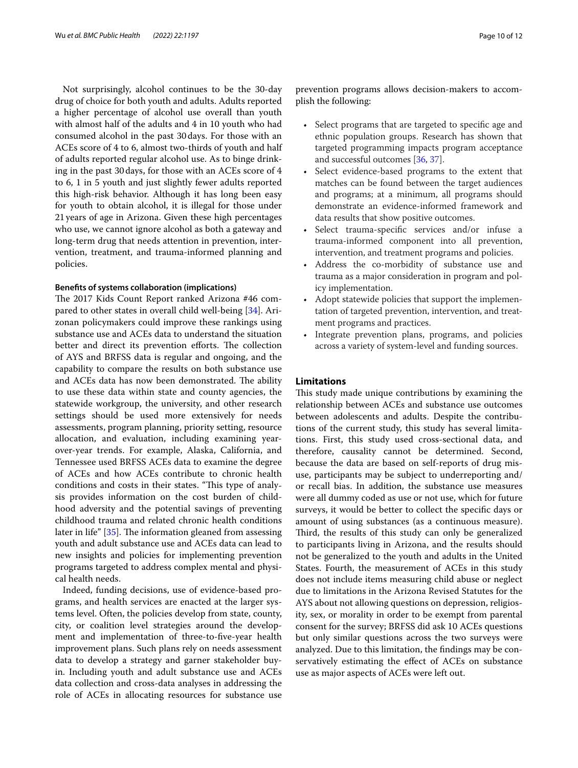Not surprisingly, alcohol continues to be the 30-day drug of choice for both youth and adults. Adults reported a higher percentage of alcohol use overall than youth with almost half of the adults and 4 in 10 youth who had consumed alcohol in the past 30 days. For those with an ACEs score of 4 to 6, almost two-thirds of youth and half of adults reported regular alcohol use. As to binge drinking in the past 30 days, for those with an ACEs score of 4 to 6, 1 in 5 youth and just slightly fewer adults reported this high-risk behavior. Although it has long been easy for youth to obtain alcohol, it is illegal for those under 21 years of age in Arizona. Given these high percentages who use, we cannot ignore alcohol as both a gateway and long-term drug that needs attention in prevention, intervention, treatment, and trauma-informed planning and policies.

#### Benefits of systems collaboration (implications)

The 2017 Kids Count Report ranked Arizona #46 compared to other states in overall child well-being [34]. Arizonan policymakers could improve these rankings using substance use and ACEs data to understand the situation better and direct its prevention efforts. The collection of AYS and BRFSS data is regular and ongoing, and the capability to compare the results on both substance use and ACEs data has now been demonstrated. The ability to use these data within state and county agencies, the statewide workgroup, the university, and other research settings should be used more extensively for needs assessments, program planning, priority setting, resource allocation, and evaluation, including examining year-over-year trends. For example, Alaska, California, and Tennessee used BRFSS ACEs data to examine the degree of ACEs and how ACEs contribute to chronic health conditions and costs in their states. "This type of analysis provides information on the cost burden of childhood adversity and the potential savings of preventing childhood trauma and related chronic health conditions later in life" [35]. The information gleaned from assessing youth and adult substance use and ACEs data can lead to new insights and policies for implementing prevention programs targeted to address complex mental and physical health needs.

Indeed, funding decisions, use of evidence-based programs, and health services are enacted at the larger systems level. Often, the policies develop from state, county, city, or coalition level strategies around the development and implementation of three-to-five-year health improvement plans. Such plans rely on needs assessment data to develop a strategy and garner stakeholder buy-in. Including youth and adult substance use and ACEs data collection and cross-data analyses in addressing the role of ACEs in allocating resources for substance use prevention programs allows decision-makers to accomplish the following:

- Select programs that are targeted to specific age and ethnic population groups. Research has shown that targeted programming impacts program acceptance and successful outcomes [36, 37].
- Select evidence-based programs to the extent that matches can be found between the target audiences and programs; at a minimum, all programs should demonstrate an evidence-informed framework and data results that show positive outcomes.
- Select trauma-specific services and/or infuse a trauma-informed component into all prevention, intervention, and treatment programs and policies.
- Address the co-morbidity of substance use and trauma as a major consideration in program and policy implementation.
- Adopt statewide policies that support the implementation of targeted prevention, intervention, and treatment programs and practices.
- Integrate prevention plans, programs, and policies across a variety of system-level and funding sources.

## Limitations

This study made unique contributions by examining the relationship between ACEs and substance use outcomes between adolescents and adults. Despite the contributions of the current study, this study has several limitations. First, this study used cross-sectional data, and therefore, causality cannot be determined. Second, because the data are based on self-reports of drug misuse, participants may be subject to underreporting and/or recall bias. In addition, the substance use measures were all dummy coded as use or not use, which for future surveys, it would be better to collect the specific days or amount of using substances (as a continuous measure). Third, the results of this study can only be generalized to participants living in Arizona, and the results should not be generalized to the youth and adults in the United States. Fourth, the measurement of ACEs in this study does not include items measuring child abuse or neglect due to limitations in the Arizona Revised Statutes for the AYS about not allowing questions on depression, religiosity, sex, or morality in order to be exempt from parental consent for the survey; BRFSS did ask 10 ACEs questions but only similar questions across the two surveys were analyzed. Due to this limitation, the findings may be conservatively estimating the effect of ACEs on substance use as major aspects of ACEs were left out.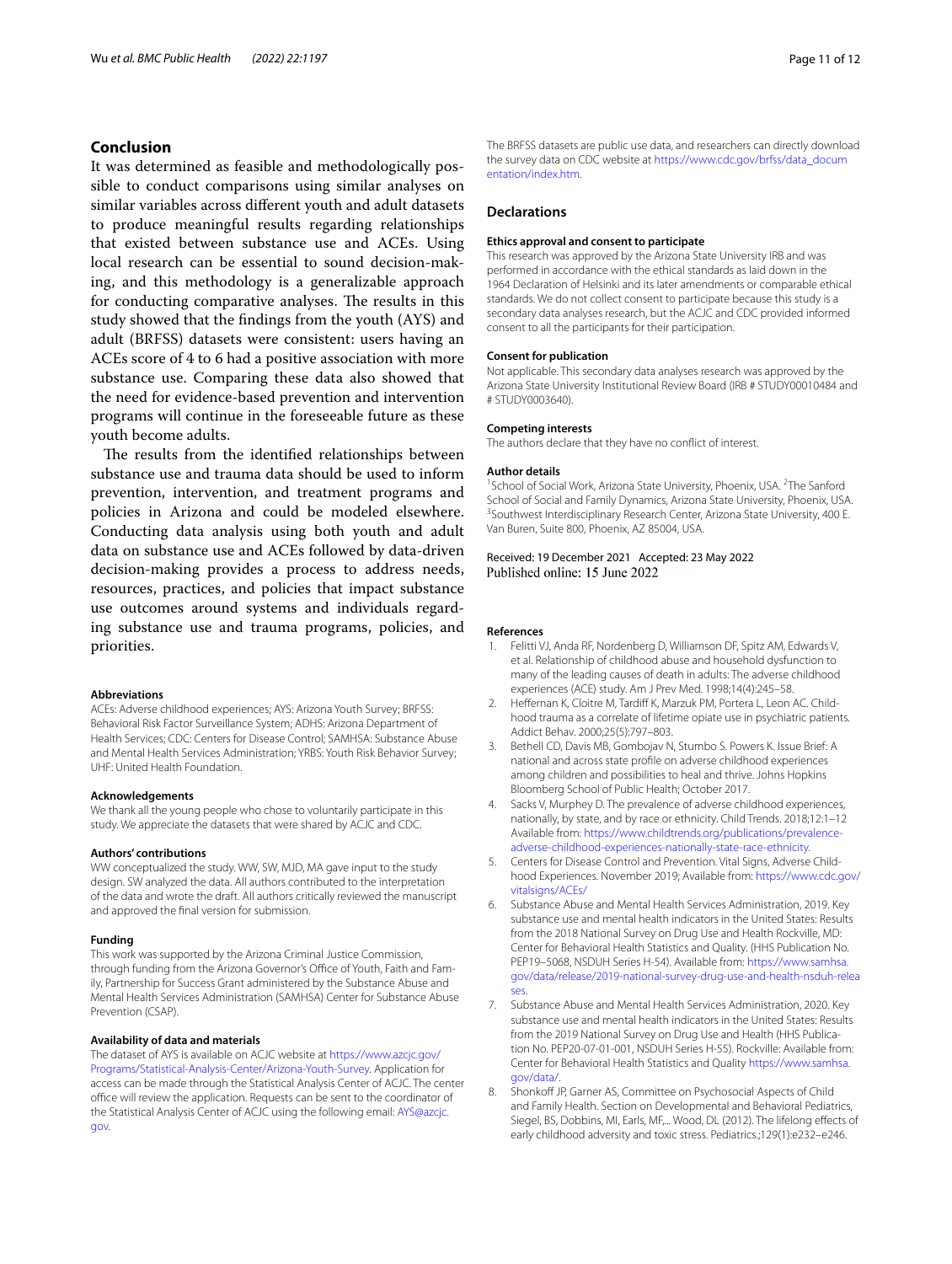## Conclusion

It was determined as feasible and methodologically possible to conduct comparisons using similar analyses on similar variables across different youth and adult datasets to produce meaningful results regarding relationships that existed between substance use and ACEs. Using local research can be essential to sound decision-making, and this methodology is a generalizable approach for conducting comparative analyses. The results in this study showed that the findings from the youth (AYS) and adult (BRFSS) datasets were consistent: users having an ACEs score of 4 to 6 had a positive association with more substance use. Comparing these data also showed that the need for evidence-based prevention and intervention programs will continue in the foreseeable future as these youth become adults.

The results from the identified relationships between substance use and trauma data should be used to inform prevention, intervention, and treatment programs and policies in Arizona and could be modeled elsewhere. Conducting data analysis using both youth and adult data on substance use and ACEs followed by data-driven decision-making provides a process to address needs, resources, practices, and policies that impact substance use outcomes around systems and individuals regarding substance use and trauma programs, policies, and priorities.

#### Abbreviations

ACEs: Adverse childhood experiences; AYS: Arizona Youth Survey; BRFSS: Behavioral Risk Factor Surveillance System; ADHS: Arizona Department of Health Services; CDC: Centers for Disease Control; SAMHSA: Substance Abuse and Mental Health Services Administration; YRBS: Youth Risk Behavior Survey; UHF: United Health Foundation.

#### Acknowledgements

We thank all the young people who chose to voluntarily participate in this study. We appreciate the datasets that were shared by ACJC and CDC.

#### Authors' contributions

WW conceptualized the study. WW, SW, MJD, MA gave input to the study design. SW analyzed the data. All authors contributed to the interpretation of the data and wrote the draft. All authors critically reviewed the manuscript and approved the final version for submission.

#### Funding

This work was supported by the Arizona Criminal Justice Commission, through funding from the Arizona Governor's Office of Youth, Faith and Family, Partnership for Success Grant administered by the Substance Abuse and Mental Health Services Administration (SAMHSA) Center for Substance Abuse Prevention (CSAP).

#### Availability of data and materials

The dataset of AYS is available on ACJC website at https://www.azcjc.gov/Programs/Statistical-Analysis-Center/Arizona-Youth-Survey. Application for access can be made through the Statistical Analysis Center of ACJC. The center office will review the application. Requests can be sent to the coordinator of the Statistical Analysis Center of ACJC using the following email: AYS@azcjc.gov.

The BRFSS datasets are public use data, and researchers can directly download the survey data on CDC website at https://www.cdc.gov/brfss/data_documentation/index.htm.

## Declarations

#### Ethics approval and consent to participate

This research was approved by the Arizona State University IRB and was performed in accordance with the ethical standards as laid down in the 1964 Declaration of Helsinki and its later amendments or comparable ethical standards. We do not collect consent to participate because this study is a secondary data analyses research, but the ACJC and CDC provided informed consent to all the participants for their participation.

#### Consent for publication

Not applicable. This secondary data analyses research was approved by the Arizona State University Institutional Review Board (IRB # STUDY00010484 and # STUDY0003640).

#### Competing interests

The authors declare that they have no conflict of interest.

#### Author details

[1]School of Social Work, Arizona State University, Phoenix, USA. [2]The Sanford School of Social and Family Dynamics, Arizona State University, Phoenix, USA. [3]Southwest Interdisciplinary Research Center, Arizona State University, 400 E. Van Buren, Suite 800, Phoenix, AZ 85004, USA.

Received: 19 December 2021 Accepted: 23 May 2022
Published online: 15 June 2022

#### References

1. Felitti VJ, Anda RF, Nordenberg D, Williamson DF, Spitz AM, Edwards V, et al. Relationship of childhood abuse and household dysfunction to many of the leading causes of death in adults: The adverse childhood experiences (ACE) study. Am J Prev Med. 1998;14(4):245–58.
2. Heffernan K, Cloitre M, Tardiff K, Marzuk PM, Portera L, Leon AC. Childhood trauma as a correlate of lifetime opiate use in psychiatric patients. Addict Behav. 2000;25(5):797–803.
3. Bethell CD, Davis MB, Gombojav N, Stumbo S. Powers K. Issue Brief: A national and across state profile on adverse childhood experiences among children and possibilities to heal and thrive. Johns Hopkins Bloomberg School of Public Health; October 2017.
4. Sacks V, Murphey D. The prevalence of adverse childhood experiences, nationally, by state, and by race or ethnicity. Child Trends. 2018;12:1–12 Available from: https://www.childtrends.org/publications/prevalence-adverse-childhood-experiences-nationally-state-race-ethnicity.
5. Centers for Disease Control and Prevention. Vital Signs, Adverse Childhood Experiences. November 2019; Available from: https://www.cdc.gov/vitalsigns/ACEs/
6. Substance Abuse and Mental Health Services Administration, 2019. Key substance use and mental health indicators in the United States: Results from the 2018 National Survey on Drug Use and Health Rockville, MD: Center for Behavioral Health Statistics and Quality. (HHS Publication No. PEP19–5068, NSDUH Series H-54). Available from: https://www.samhsa.gov/data/release/2019-national-survey-drug-use-and-health-nsduh-releases.
7. Substance Abuse and Mental Health Services Administration, 2020. Key substance use and mental health indicators in the United States: Results from the 2019 National Survey on Drug Use and Health (HHS Publication No. PEP20-07-01-001, NSDUH Series H-55). Rockville: Available from: Center for Behavioral Health Statistics and Quality https://www.samhsa.gov/data/.
8. Shonkoff JP, Garner AS, Committee on Psychosocial Aspects of Child and Family Health. Section on Developmental and Behavioral Pediatrics, Siegel, BS, Dobbins, MI, Earls, MF,... Wood, DL (2012). The lifelong effects of early childhood adversity and toxic stress. Pediatrics.;129(1):e232–e246.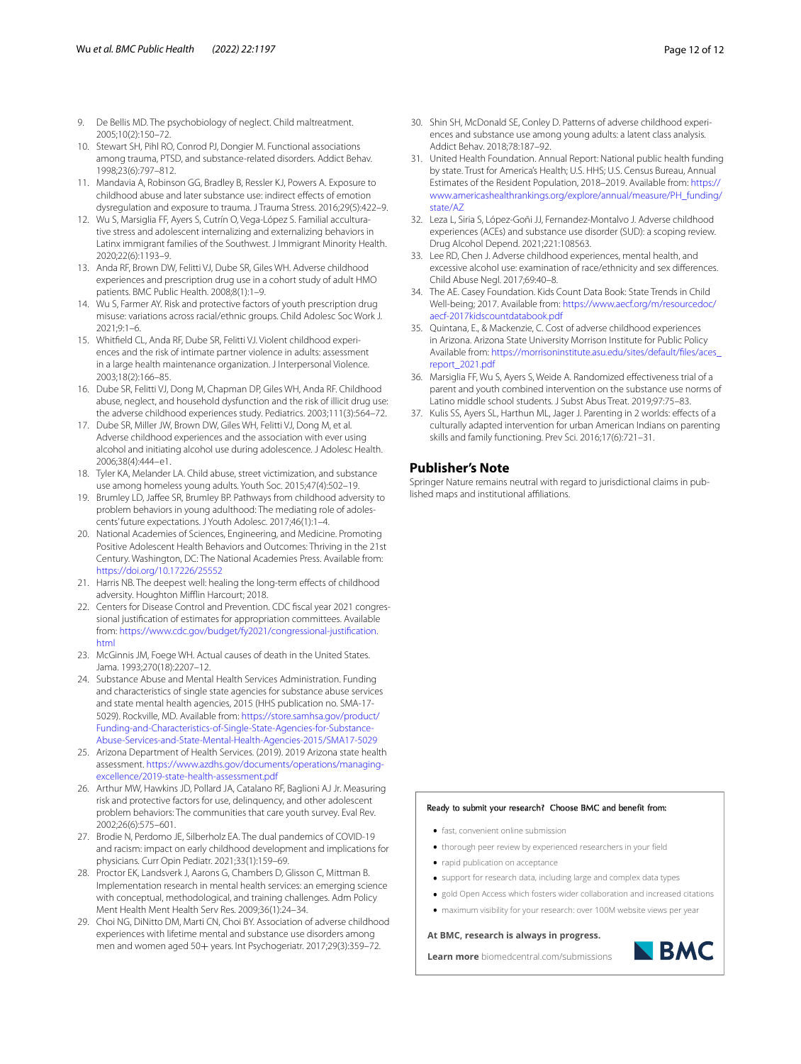9. De Bellis MD. The psychobiology of neglect. Child maltreatment. 2005;10(2):150–72.
10. Stewart SH, Pihl RO, Conrod PJ, Dongier M. Functional associations among trauma, PTSD, and substance-related disorders. Addict Behav. 1998;23(6):797–812.
11. Mandavia A, Robinson GG, Bradley B, Ressler KJ, Powers A. Exposure to childhood abuse and later substance use: indirect effects of emotion dysregulation and exposure to trauma. J Trauma Stress. 2016;29(5):422–9.
12. Wu S, Marsiglia FF, Ayers S, Cutrín O, Vega-López S. Familial acculturative stress and adolescent internalizing and externalizing behaviors in Latinx immigrant families of the Southwest. J Immigrant Minority Health. 2020;22(6):1193–9.
13. Anda RF, Brown DW, Felitti VJ, Dube SR, Giles WH. Adverse childhood experiences and prescription drug use in a cohort study of adult HMO patients. BMC Public Health. 2008;8(1):1–9.
14. Wu S, Farmer AY. Risk and protective factors of youth prescription drug misuse: variations across racial/ethnic groups. Child Adolesc Soc Work J. 2021;9:1–6.
15. Whitfield CL, Anda RF, Dube SR, Felitti VJ. Violent childhood experiences and the risk of intimate partner violence in adults: assessment in a large health maintenance organization. J Interpersonal Violence. 2003;18(2):166–85.
16. Dube SR, Felitti VJ, Dong M, Chapman DP, Giles WH, Anda RF. Childhood abuse, neglect, and household dysfunction and the risk of illicit drug use: the adverse childhood experiences study. Pediatrics. 2003;111(3):564–72.
17. Dube SR, Miller JW, Brown DW, Giles WH, Felitti VJ, Dong M, et al. Adverse childhood experiences and the association with ever using alcohol and initiating alcohol use during adolescence. J Adolesc Health. 2006;38(4):444–e1.
18. Tyler KA, Melander LA. Child abuse, street victimization, and substance use among homeless young adults. Youth Soc. 2015;47(4):502–19.
19. Brumley LD, Jaffee SR, Brumley BP. Pathways from childhood adversity to problem behaviors in young adulthood: The mediating role of adolescents' future expectations. J Youth Adolesc. 2017;46(1):1–4.
20. National Academies of Sciences, Engineering, and Medicine. Promoting Positive Adolescent Health Behaviors and Outcomes: Thriving in the 21st Century. Washington, DC: The National Academies Press. Available from: https://doi.org/10.17226/25552
21. Harris NB. The deepest well: healing the long-term effects of childhood adversity. Houghton Mifflin Harcourt; 2018.
22. Centers for Disease Control and Prevention. CDC fiscal year 2021 congressional justification of estimates for appropriation committees. Available from: https://www.cdc.gov/budget/fy2021/congressional-justification.html
23. McGinnis JM, Foege WH. Actual causes of death in the United States. Jama. 1993;270(18):2207–12.
24. Substance Abuse and Mental Health Services Administration. Funding and characteristics of single state agencies for substance abuse services and state mental health agencies, 2015 (HHS publication no. SMA-17-5029). Rockville, MD. Available from: https://store.samhsa.gov/product/Funding-and-Characteristics-of-Single-State-Agencies-for-Substance-Abuse-Services-and-State-Mental-Health-Agencies-2015/SMA17-5029
25. Arizona Department of Health Services. (2019). 2019 Arizona state health assessment. https://www.azdhs.gov/documents/operations/managing-excellence/2019-state-health-assessment.pdf
26. Arthur MW, Hawkins JD, Pollard JA, Catalano RF, Baglioni AJ Jr. Measuring risk and protective factors for use, delinquency, and other adolescent problem behaviors: The communities that care youth survey. Eval Rev. 2002;26(6):575–601.
27. Brodie N, Perdomo JE, Silberholz EA. The dual pandemics of COVID-19 and racism: impact on early childhood development and implications for physicians. Curr Opin Pediatr. 2021;33(1):159–69.
28. Proctor EK, Landsverk J, Aarons G, Chambers D, Glisson C, Mittman B. Implementation research in mental health services: an emerging science with conceptual, methodological, and training challenges. Adm Policy Ment Health Ment Health Serv Res. 2009;36(1):24–34.
29. Choi NG, DiNitto DM, Marti CN, Choi BY. Association of adverse childhood experiences with lifetime mental and substance use disorders among men and women aged 50+ years. Int Psychogeriatr. 2017;29(3):359–72.
30. Shin SH, McDonald SE, Conley D. Patterns of adverse childhood experiences and substance use among young adults: a latent class analysis. Addict Behav. 2018;78:187–92.
31. United Health Foundation. Annual Report: National public health funding by state. Trust for America's Health; U.S. HHS; U.S. Census Bureau, Annual Estimates of the Resident Population, 2018–2019. Available from: https://www.americashealthrankings.org/explore/annual/measure/PH_funding/state/AZ
32. Leza L, Siria S, López-Goñi JJ, Fernandez-Montalvo J. Adverse childhood experiences (ACEs) and substance use disorder (SUD): a scoping review. Drug Alcohol Depend. 2021;221:108563.
33. Lee RD, Chen J. Adverse childhood experiences, mental health, and excessive alcohol use: examination of race/ethnicity and sex differences. Child Abuse Negl. 2017;69:40–8.
34. The AE. Casey Foundation. Kids Count Data Book: State Trends in Child Well-being; 2017. Available from: https://www.aecf.org/m/resourcedoc/aecf-2017kidscountdatabook.pdf
35. Quintana, E., & Mackenzie, C. Cost of adverse childhood experiences in Arizona. Arizona State University Morrison Institute for Public Policy Available from: https://morrisoninstitute.asu.edu/sites/default/files/aces_report_2021.pdf
36. Marsiglia FF, Wu S, Ayers S, Weide A. Randomized effectiveness trial of a parent and youth combined intervention on the substance use norms of Latino middle school students. J Subst Abus Treat. 2019;97:75–83.
37. Kulis SS, Ayers SL, Harthun ML, Jager J. Parenting in 2 worlds: effects of a culturally adapted intervention for urban American Indians on parenting skills and family functioning. Prev Sci. 2016;17(6):721–31.

## Publisher's Note

Springer Nature remains neutral with regard to jurisdictional claims in published maps and institutional affiliations.

Ready to submit your research? Choose BMC and benefit from:

- fast, convenient online submission
- thorough peer review by experienced researchers in your field
- rapid publication on acceptance
- support for research data, including large and complex data types
- gold Open Access which fosters wider collaboration and increased citations
- maximum visibility for your research: over 100M website views per year

**At BMC, research is always in progress.**

**Learn more** biomedcentral.com/submissions

BMC